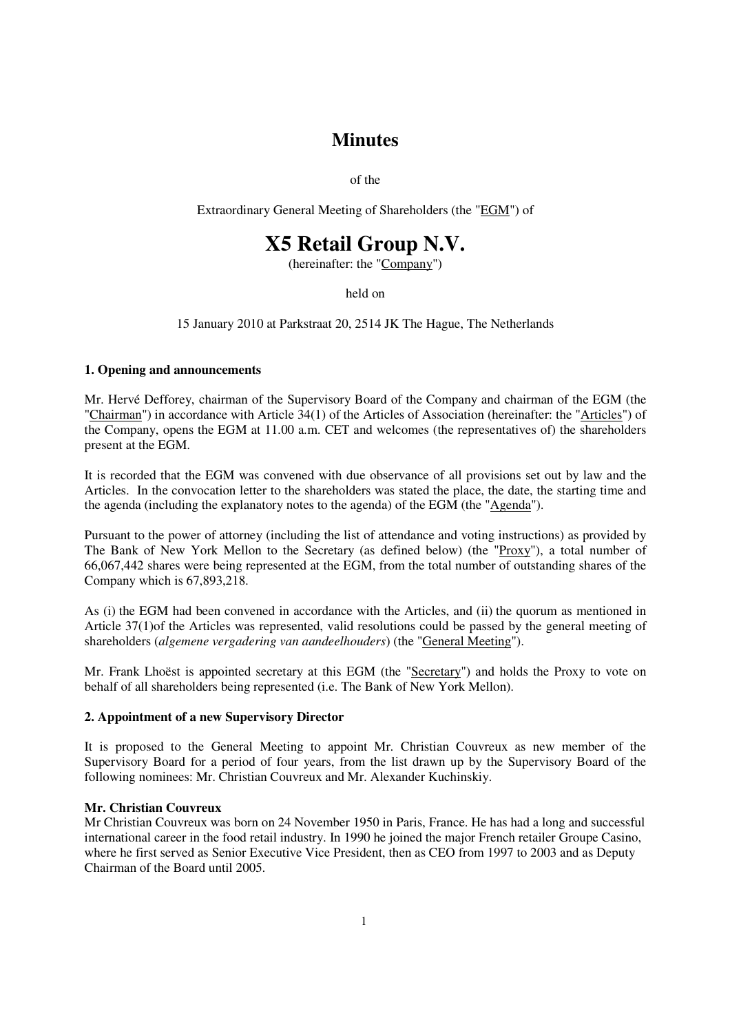# Minutes

of the

Extraordinary General Meeting of Shareholders (the "EGM") of

# X5 Retail Group N.V.

(hereinafter: the "Company")

held on

15 January 2010 at Parkstraat 20, 2514 JK The Hague, The Netherlands

### 1. Opening and announcements

Mr. Hervé Defforey, chairman of the Supervisory Board of the Company and chairman of the EGM (the "Chairman") in accordance with Article 34(1) of the Articles of Association (hereinafter: the "Articles") of the Company, opens the EGM at 11.00 a.m. CET and welcomes (the representatives of) the shareholders present at the EGM.

It is recorded that the EGM was convened with due observance of all provisions set out by law and the Articles. In the convocation letter to the shareholders was stated the place, the date, the starting time and the agenda (including the explanatory notes to the agenda) of the EGM (the "Agenda").

Pursuant to the power of attorney (including the list of attendance and voting instructions) as provided by The Bank of New York Mellon to the Secretary (as defined below) (the "Proxy"), a total number of 66,067,442 shares were being represented at the EGM, from the total number of outstanding shares of the Company which is 67,893,218.

As (i) the EGM had been convened in accordance with the Articles, and (ii) the quorum as mentioned in Article 37(1)of the Articles was represented, valid resolutions could be passed by the general meeting of shareholders (*algemene vergadering van aandeelhouders*) (the "General Meeting").

Mr. Frank Lhoëst is appointed secretary at this EGM (the "Secretary") and holds the Proxy to vote on behalf of all shareholders being represented (i.e. The Bank of New York Mellon).

### 2. Appointment of a new Supervisory Director

It is proposed to the General Meeting to appoint Mr. Christian Couvreux as new member of the Supervisory Board for a period of four years, from the list drawn up by the Supervisory Board of the following nominees: Mr. Christian Couvreux and Mr. Alexander Kuchinskiy.

**Mr. Christian Couvreux**

Mr Christian Couvreux was born on 24 November 1950 in Paris, France. He has had a long and successful international career in the food retail industry. In 1990 he joined the major French retailer Groupe Casino, where he first served as Senior Executive Vice President, then as CEO from 1997 to 2003 and as Deputy Chairman of the Board until 2005.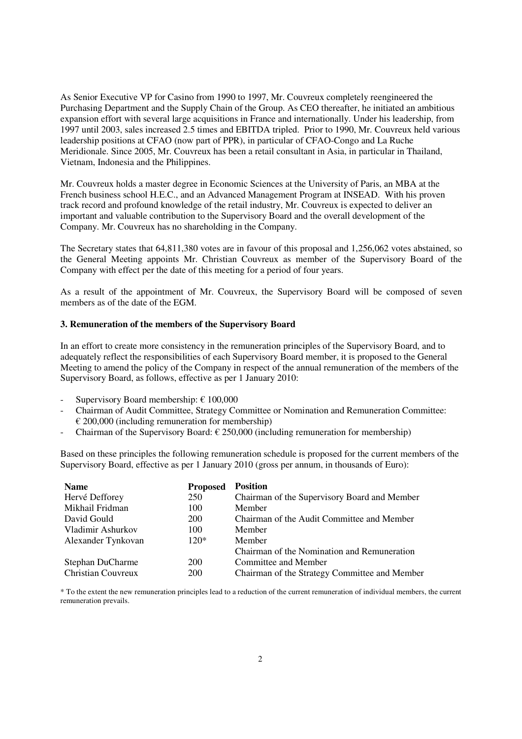As Senior Executive VP for Casino from 1990 to 1997, Mr. Couvreux completely reengineered the Purchasing Department and the Supply Chain of the Group. As CEO thereafter, he initiated an ambitious expansion effort with several large acquisitions in France and internationally. Under his leadership, from 1997 until 2003, sales increased 2.5 times and EBITDA tripled. Prior to 1990, Mr. Couvreux held various leadership positions at CFAO (now part of PPR), in particular of CFAO-Congo and La Ruche Meridionale. Since 2005, Mr. Couvreux has been a retail consultant in Asia, in particular in Thailand, Vietnam, Indonesia and the Philippines.

Mr. Couvreux holds a master degree in Economic Sciences at the University of Paris, an MBA at the French business school H.E.C., and an Advanced Management Program at INSEAD. With his proven track record and profound knowledge of the retail industry, Mr. Couvreux is expected to deliver an important and valuable contribution to the Supervisory Board and the overall development of the Company. Mr. Couvreux has no shareholding in the Company.

The Secretary states that 64,811,380 votes are in favour of this proposal and 1,256,062 votes abstained, so the General Meeting appoints Mr. Christian Couvreux as member of the Supervisory Board of the Company with effect per the date of this meeting for a period of four years.

As a result of the appointment of Mr. Couvreux, the Supervisory Board will be composed of seven members as of the date of the EGM.

### 3. Remuneration of the members of the Supervisory Board

In an effort to create more consistency in the remuneration principles of the Supervisory Board, and to adequately reflect the responsibilities of each Supervisory Board member, it is proposed to the General Meeting to amend the policy of the Company in respect of the annual remuneration of the members of the Supervisory Board, as follows, effective as per 1 January 2010:

- Supervisory Board membership: € 100,000
- Chairman of Audit Committee, Strategy Committee or Nomination and Remuneration Committee: € 200,000 (including remuneration for membership)
- Chairman of the Supervisory Board: € 250,000 (including remuneration for membership)

Based on these principles the following remuneration schedule is proposed for the current members of the Supervisory Board, effective as per 1 January 2010 (gross per annum, in thousands of Euro):

| Name | Proposed | Position |
|---|---|---|
| Hervé Defforey | 250 | Chairman of the Supervisory Board and Member |
| Mikhail Fridman | 100 | Member |
| David Gould | 200 | Chairman of the Audit Committee and Member |
| Vladimir Ashurkov | 100 | Member |
| Alexander Tynkovan | 120* | Member |
| Stephan DuCharme | 200 | Chairman of the Nomination and Remuneration Committee and Member |
| Christian Couvreux | 200 | Chairman of the Strategy Committee and Member |

\* To the extent the new remuneration principles lead to a reduction of the current remuneration of individual members, the current remuneration prevails.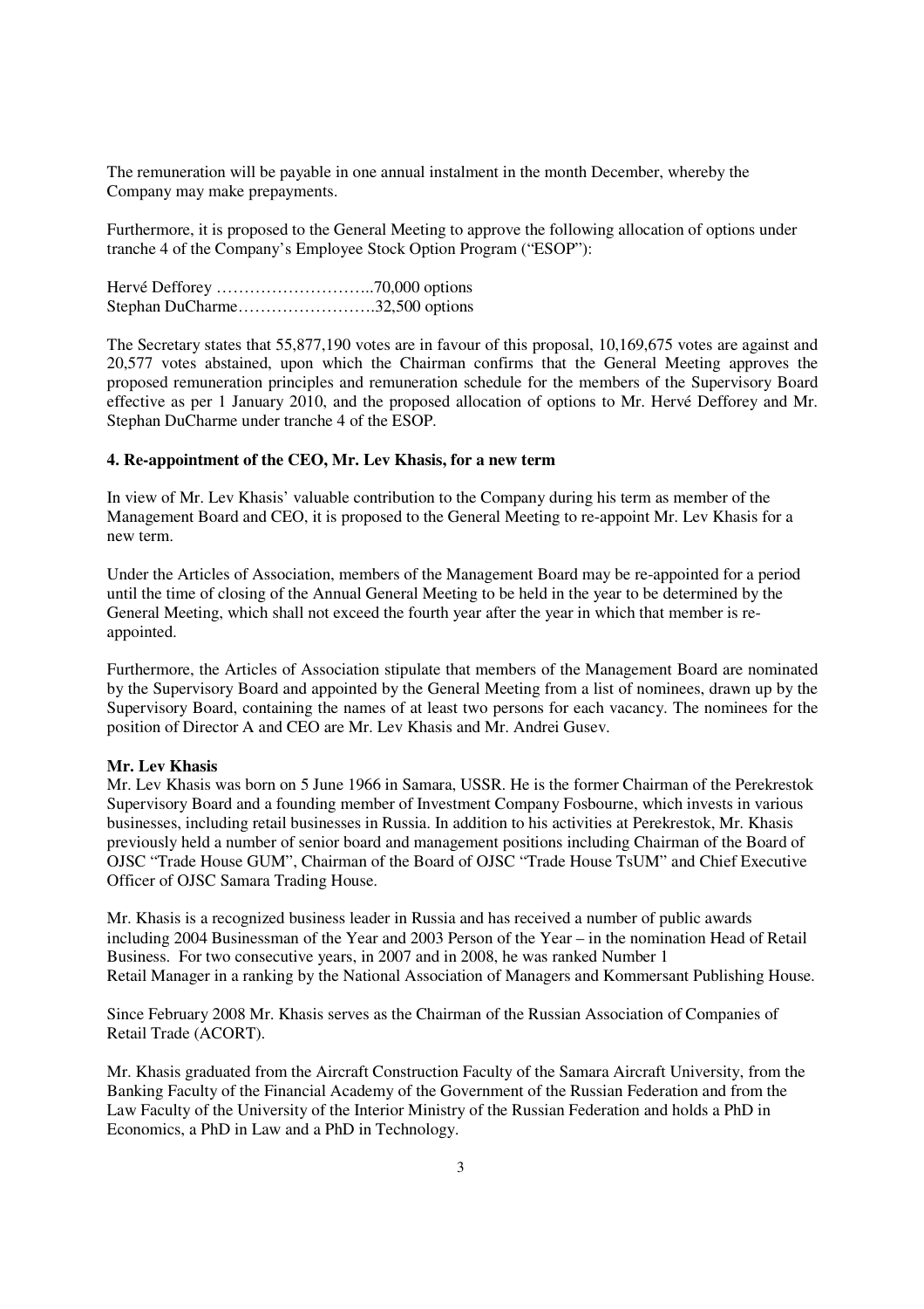The remuneration will be payable in one annual instalment in the month December, whereby the Company may make prepayments.

Furthermore, it is proposed to the General Meeting to approve the following allocation of options under tranche 4 of the Company's Employee Stock Option Program ("ESOP"):

Hervé Defforey ………………………..70,000 options  
Stephan DuCharme…………………….32,500 options

The Secretary states that 55,877,190 votes are in favour of this proposal, 10,169,675 votes are against and 20,577 votes abstained, upon which the Chairman confirms that the General Meeting approves the proposed remuneration principles and remuneration schedule for the members of the Supervisory Board effective as per 1 January 2010, and the proposed allocation of options to Mr. Hervé Defforey and Mr. Stephan DuCharme under tranche 4 of the ESOP.

**4. Re-appointment of the CEO, Mr. Lev Khasis, for a new term**

In view of Mr. Lev Khasis' valuable contribution to the Company during his term as member of the Management Board and CEO, it is proposed to the General Meeting to re-appoint Mr. Lev Khasis for a new term.

Under the Articles of Association, members of the Management Board may be re-appointed for a period until the time of closing of the Annual General Meeting to be held in the year to be determined by the General Meeting, which shall not exceed the fourth year after the year in which that member is re-appointed.

Furthermore, the Articles of Association stipulate that members of the Management Board are nominated by the Supervisory Board and appointed by the General Meeting from a list of nominees, drawn up by the Supervisory Board, containing the names of at least two persons for each vacancy. The nominees for the position of Director A and CEO are Mr. Lev Khasis and Mr. Andrei Gusev.

**Mr. Lev Khasis**

Mr. Lev Khasis was born on 5 June 1966 in Samara, USSR. He is the former Chairman of the Perekrestok Supervisory Board and a founding member of Investment Company Fosbourne, which invests in various businesses, including retail businesses in Russia. In addition to his activities at Perekrestok, Mr. Khasis previously held a number of senior board and management positions including Chairman of the Board of OJSC "Trade House GUM", Chairman of the Board of OJSC "Trade House TsUM" and Chief Executive Officer of OJSC Samara Trading House.

Mr. Khasis is a recognized business leader in Russia and has received a number of public awards including 2004 Businessman of the Year and 2003 Person of the Year – in the nomination Head of Retail Business. For two consecutive years, in 2007 and in 2008, he was ranked Number 1 Retail Manager in a ranking by the National Association of Managers and Kommersant Publishing House.

Since February 2008 Mr. Khasis serves as the Chairman of the Russian Association of Companies of Retail Trade (ACORT).

Mr. Khasis graduated from the Aircraft Construction Faculty of the Samara Aircraft University, from the Banking Faculty of the Financial Academy of the Government of the Russian Federation and from the Law Faculty of the University of the Interior Ministry of the Russian Federation and holds a PhD in Economics, a PhD in Law and a PhD in Technology.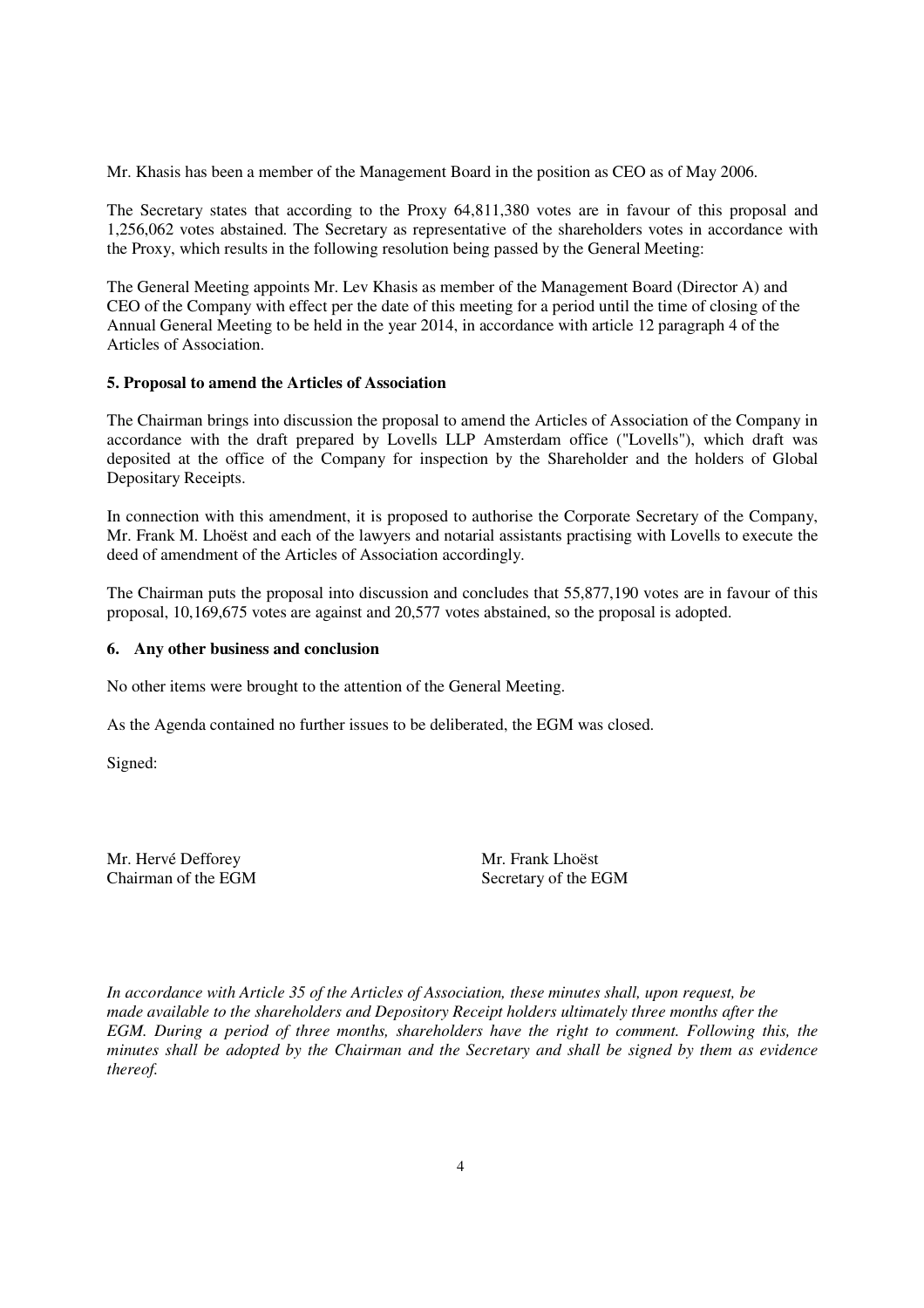Mr. Khasis has been a member of the Management Board in the position as CEO as of May 2006.

The Secretary states that according to the Proxy 64,811,380 votes are in favour of this proposal and 1,256,062 votes abstained. The Secretary as representative of the shareholders votes in accordance with the Proxy, which results in the following resolution being passed by the General Meeting:

The General Meeting appoints Mr. Lev Khasis as member of the Management Board (Director A) and CEO of the Company with effect per the date of this meeting for a period until the time of closing of the Annual General Meeting to be held in the year 2014, in accordance with article 12 paragraph 4 of the Articles of Association.

**5. Proposal to amend the Articles of Association**

The Chairman brings into discussion the proposal to amend the Articles of Association of the Company in accordance with the draft prepared by Lovells LLP Amsterdam office ("Lovells"), which draft was deposited at the office of the Company for inspection by the Shareholder and the holders of Global Depositary Receipts.

In connection with this amendment, it is proposed to authorise the Corporate Secretary of the Company, Mr. Frank M. Lhoëst and each of the lawyers and notarial assistants practising with Lovells to execute the deed of amendment of the Articles of Association accordingly.

The Chairman puts the proposal into discussion and concludes that 55,877,190 votes are in favour of this proposal, 10,169,675 votes are against and 20,577 votes abstained, so the proposal is adopted.

**6. Any other business and conclusion**

No other items were brought to the attention of the General Meeting.

As the Agenda contained no further issues to be deliberated, the EGM was closed.

Signed:

Mr. Hervé Defforey
Chairman of the EGM

Mr. Frank Lhoëst
Secretary of the EGM

*In accordance with Article 35 of the Articles of Association, these minutes shall, upon request, be made available to the shareholders and Depository Receipt holders ultimately three months after the EGM. During a period of three months, shareholders have the right to comment. Following this, the minutes shall be adopted by the Chairman and the Secretary and shall be signed by them as evidence thereof.*